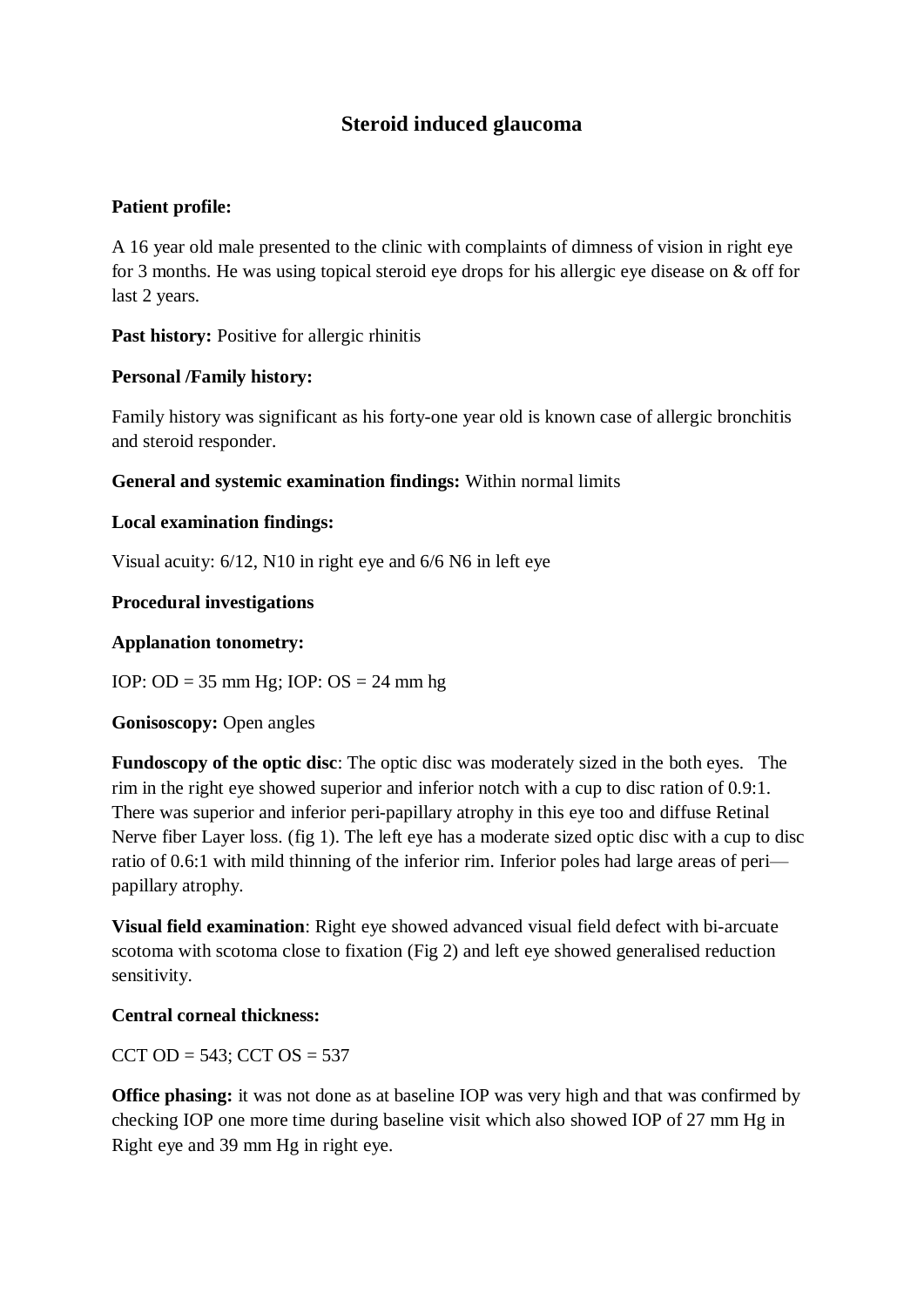# Steroid induced glaucoma

**Patient profile:**

A 16 year old male presented to the clinic with complaints of dimness of vision in right eye for 3 months. He was using topical steroid eye drops for his allergic eye disease on & off for last 2 years.

**Past history:** Positive for allergic rhinitis

**Personal /Family history:**

Family history was significant as his forty-one year old is known case of allergic bronchitis and steroid responder.

**General and systemic examination findings:** Within normal limits

**Local examination findings:**

Visual acuity: 6/12, N10 in right eye and 6/6 N6 in left eye

**Procedural investigations**

**Applanation tonometry:**

IOP: OD = 35 mm Hg; IOP: OS = 24 mm hg

**Gonisoscopy:** Open angles

**Fundoscopy of the optic disc**: The optic disc was moderately sized in the both eyes. The rim in the right eye showed superior and inferior notch with a cup to disc ration of 0.9:1. There was superior and inferior peri-papillary atrophy in this eye too and diffuse Retinal Nerve fiber Layer loss. (fig 1). The left eye has a moderate sized optic disc with a cup to disc ratio of 0.6:1 with mild thinning of the inferior rim. Inferior poles had large areas of peri—papillary atrophy.

**Visual field examination**: Right eye showed advanced visual field defect with bi-arcuate scotoma with scotoma close to fixation (Fig 2) and left eye showed generalised reduction sensitivity.

**Central corneal thickness:**

CCT OD = 543; CCT OS = 537

**Office phasing:** it was not done as at baseline IOP was very high and that was confirmed by checking IOP one more time during baseline visit which also showed IOP of 27 mm Hg in Right eye and 39 mm Hg in right eye.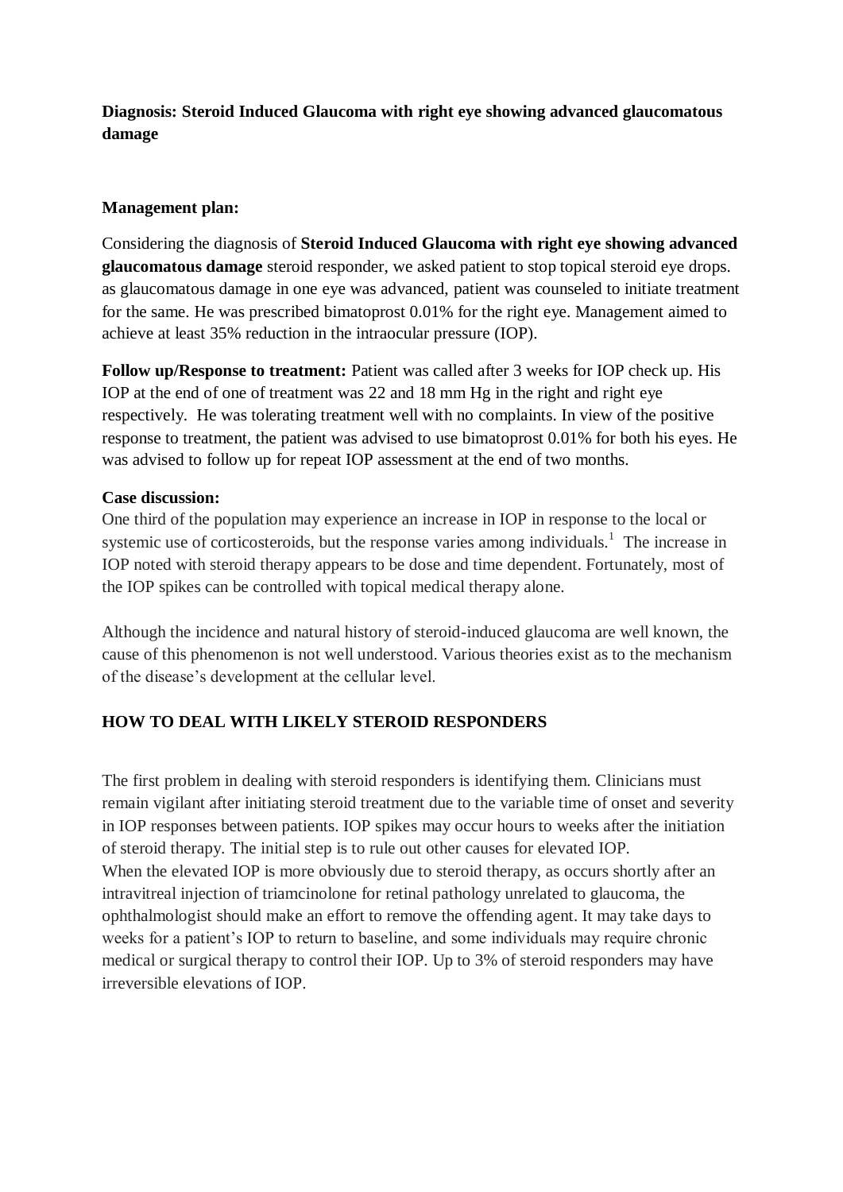**Diagnosis: Steroid Induced Glaucoma with right eye showing advanced glaucomatous damage**

**Management plan:**

Considering the diagnosis of **Steroid Induced Glaucoma with right eye showing advanced glaucomatous damage** steroid responder, we asked patient to stop topical steroid eye drops. as glaucomatous damage in one eye was advanced, patient was counseled to initiate treatment for the same. He was prescribed bimatoprost 0.01% for the right eye. Management aimed to achieve at least 35% reduction in the intraocular pressure (IOP).

**Follow up/Response to treatment:** Patient was called after 3 weeks for IOP check up. His IOP at the end of one of treatment was 22 and 18 mm Hg in the right and right eye respectively. He was tolerating treatment well with no complaints. In view of the positive response to treatment, the patient was advised to use bimatoprost 0.01% for both his eyes. He was advised to follow up for repeat IOP assessment at the end of two months.

**Case discussion:**

One third of the population may experience an increase in IOP in response to the local or systemic use of corticosteroids, but the response varies among individuals.[1] The increase in IOP noted with steroid therapy appears to be dose and time dependent. Fortunately, most of the IOP spikes can be controlled with topical medical therapy alone.

Although the incidence and natural history of steroid-induced glaucoma are well known, the cause of this phenomenon is not well understood. Various theories exist as to the mechanism of the disease's development at the cellular level.

**HOW TO DEAL WITH LIKELY STEROID RESPONDERS**

The first problem in dealing with steroid responders is identifying them. Clinicians must remain vigilant after initiating steroid treatment due to the variable time of onset and severity in IOP responses between patients. IOP spikes may occur hours to weeks after the initiation of steroid therapy. The initial step is to rule out other causes for elevated IOP.
When the elevated IOP is more obviously due to steroid therapy, as occurs shortly after an intravitreal injection of triamcinolone for retinal pathology unrelated to glaucoma, the ophthalmologist should make an effort to remove the offending agent. It may take days to weeks for a patient's IOP to return to baseline, and some individuals may require chronic medical or surgical therapy to control their IOP. Up to 3% of steroid responders may have irreversible elevations of IOP.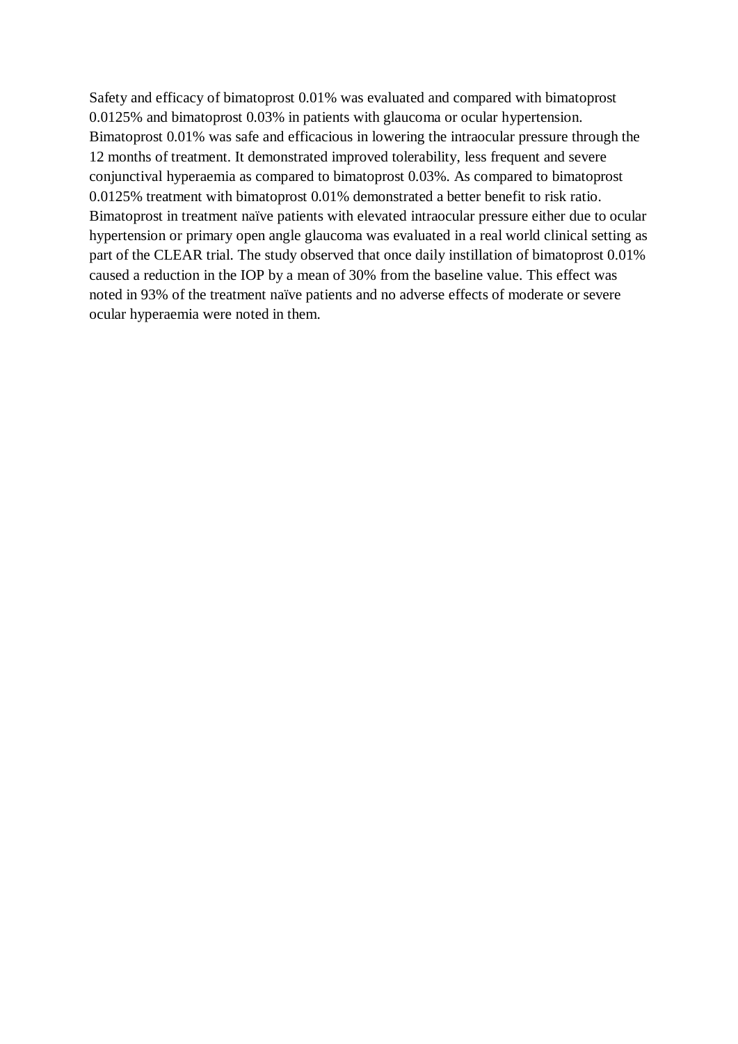Safety and efficacy of bimatoprost 0.01% was evaluated and compared with bimatoprost 0.0125% and bimatoprost 0.03% in patients with glaucoma or ocular hypertension. Bimatoprost 0.01% was safe and efficacious in lowering the intraocular pressure through the 12 months of treatment. It demonstrated improved tolerability, less frequent and severe conjunctival hyperaemia as compared to bimatoprost 0.03%. As compared to bimatoprost 0.0125% treatment with bimatoprost 0.01% demonstrated a better benefit to risk ratio. Bimatoprost in treatment naïve patients with elevated intraocular pressure either due to ocular hypertension or primary open angle glaucoma was evaluated in a real world clinical setting as part of the CLEAR trial. The study observed that once daily instillation of bimatoprost 0.01% caused a reduction in the IOP by a mean of 30% from the baseline value. This effect was noted in 93% of the treatment naïve patients and no adverse effects of moderate or severe ocular hyperaemia were noted in them.